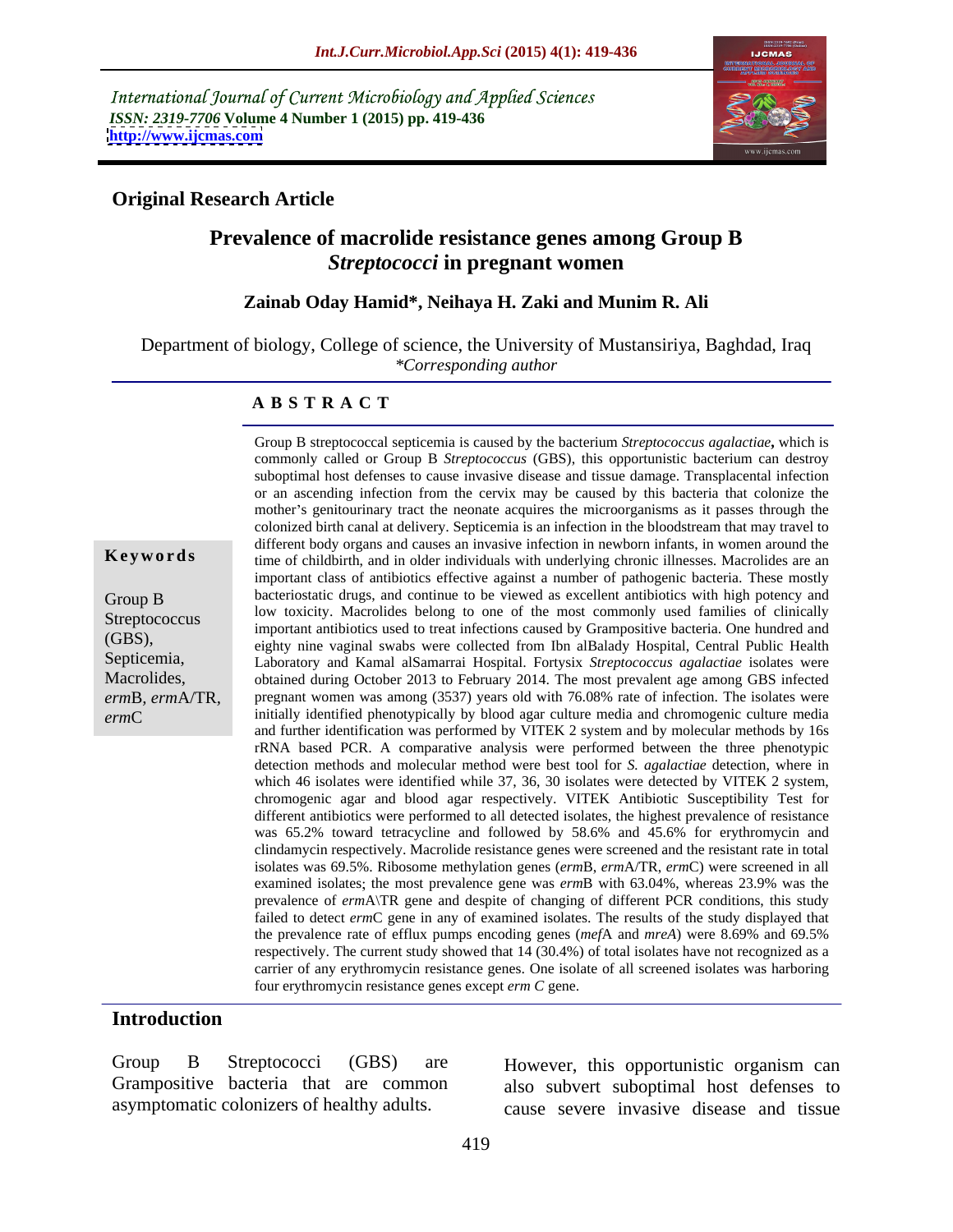International Journal of Current Microbiology and Applied Sciences
*ISSN: 2319-7706* **Volume 4 Number 1 (2015) pp. 419-436**
**http://www.ijcmas.com**

**Original Research Article**

# Prevalence of macrolide resistance genes among Group B *Streptococci* in pregnant women

**Zainab Oday Hamid\*, Neihaya H. Zaki and Munim R. Ali**

Department of biology, College of science, the University of Mustansiriya, Baghdad, Iraq
*\*Corresponding author*

## ABSTRACT

**Keywords**

Group B Streptococcus (GBS), Septicemia, Macrolides, *erm*B, *erm*A/TR, *erm*C

Group B streptococcal septicemia is caused by the bacterium *Streptococcus agalactiae***,** which is commonly called or Group B *Streptococcus* (GBS), this opportunistic bacterium can destroy suboptimal host defenses to cause invasive disease and tissue damage. Transplacental infection or an ascending infection from the cervix may be caused by this bacteria that colonize the mother's genitourinary tract the neonate acquires the microorganisms as it passes through the colonized birth canal at delivery. Septicemia is an infection in the bloodstream that may travel to different body organs and causes an invasive infection in newborn infants, in women around the time of childbirth, and in older individuals with underlying chronic illnesses. Macrolides are an important class of antibiotics effective against a number of pathogenic bacteria. These mostly bacteriostatic drugs, and continue to be viewed as excellent antibiotics with high potency and low toxicity. Macrolides belong to one of the most commonly used families of clinically important antibiotics used to treat infections caused by Grampositive bacteria. One hundred and eighty nine vaginal swabs were collected from Ibn alBalady Hospital, Central Public Health Laboratory and Kamal alSamarrai Hospital. Fortysix *Streptococcus agalactiae* isolates were obtained during October 2013 to February 2014. The most prevalent age among GBS infected pregnant women was among (3537) years old with 76.08% rate of infection. The isolates were initially identified phenotypically by blood agar culture media and chromogenic culture media and further identification was performed by VITEK 2 system and by molecular methods by 16s rRNA based PCR. A comparative analysis were performed between the three phenotypic detection methods and molecular method were best tool for *S. agalactiae* detection, where in which 46 isolates were identified while 37, 36, 30 isolates were detected by VITEK 2 system, chromogenic agar and blood agar respectively. VITEK Antibiotic Susceptibility Test for different antibiotics were performed to all detected isolates, the highest prevalence of resistance was 65.2% toward tetracycline and followed by 58.6% and 45.6% for erythromycin and clindamycin respectively. Macrolide resistance genes were screened and the resistant rate in total isolates was 69.5%. Ribosome methylation genes (*erm*B, *erm*A/TR, *erm*C) were screened in all examined isolates; the most prevalence gene was *erm*B with 63.04%, whereas 23.9% was the prevalence of *erm*A\TR gene and despite of changing of different PCR conditions, this study failed to detect *erm*C gene in any of examined isolates. The results of the study displayed that the prevalence rate of efflux pumps encoding genes (*mef*A and *mreA*) were 8.69% and 69.5% respectively. The current study showed that 14 (30.4%) of total isolates have not recognized as a carrier of any erythromycin resistance genes. One isolate of all screened isolates was harboring four erythromycin resistance genes except *erm C* gene.

## Introduction

Group B Streptococci (GBS) are Grampositive bacteria that are common asymptomatic colonizers of healthy adults. However, this opportunistic organism can also subvert suboptimal host defenses to cause severe invasive disease and tissue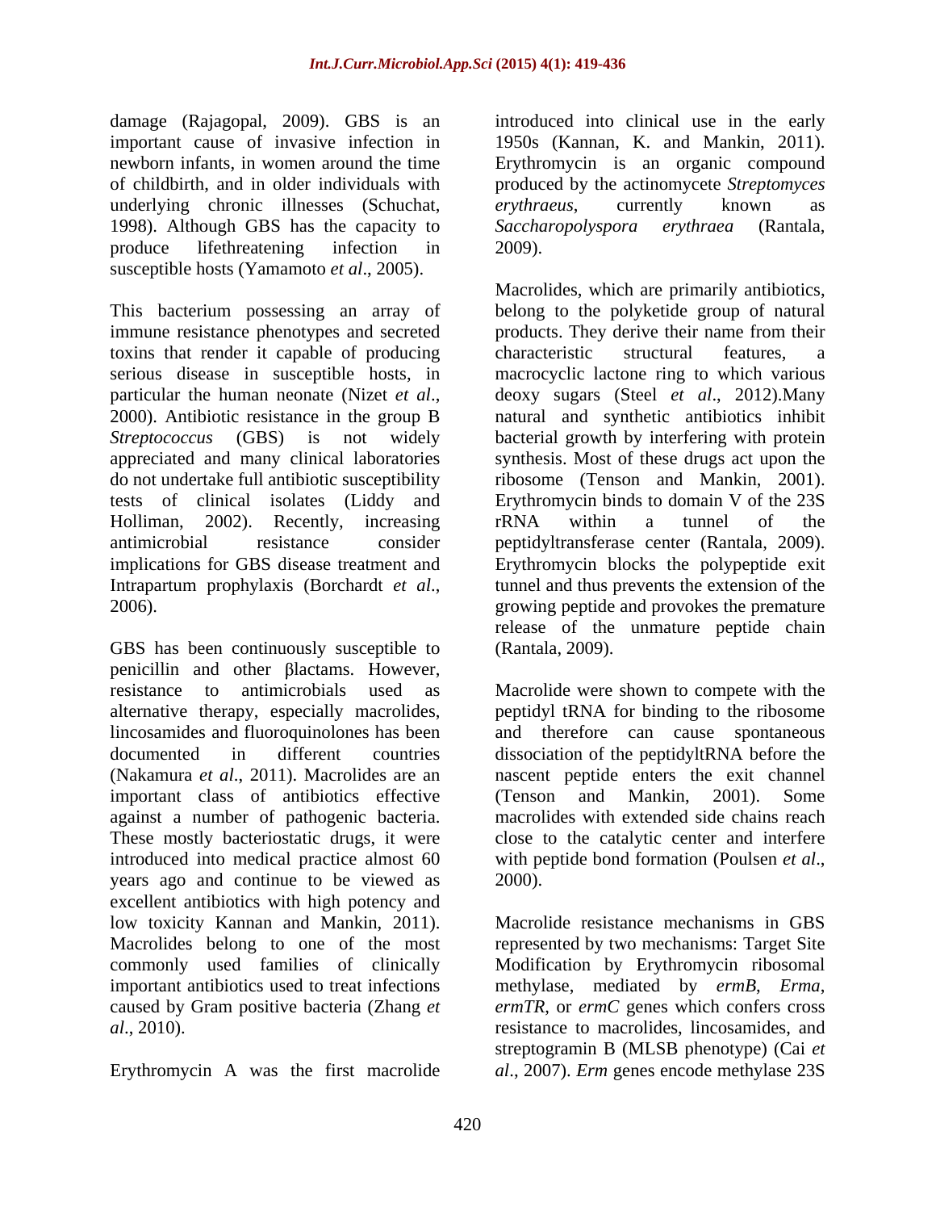damage (Rajagopal, 2009). GBS is an important cause of invasive infection in newborn infants, in women around the time of childbirth, and in older individuals with underlying chronic illnesses (Schuchat, 1998). Although GBS has the capacity to produce lifethreatening infection in susceptible hosts (Yamamoto *et al*., 2005).

This bacterium possessing an array of immune resistance phenotypes and secreted toxins that render it capable of producing serious disease in susceptible hosts, in particular the human neonate (Nizet *et al*., 2000). Antibiotic resistance in the group B *Streptococcus* (GBS) is not widely appreciated and many clinical laboratories do not undertake full antibiotic susceptibility tests of clinical isolates (Liddy and Holliman, 2002). Recently, increasing antimicrobial resistance consider implications for GBS disease treatment and Intrapartum prophylaxis (Borchardt *et al*., 2006).

GBS has been continuously susceptible to penicillin and other βlactams. However, resistance to antimicrobials used as alternative therapy, especially macrolides, lincosamides and fluoroquinolones has been documented in different countries (Nakamura *et al*., 2011). Macrolides are an important class of antibiotics effective against a number of pathogenic bacteria. These mostly bacteriostatic drugs, it were introduced into medical practice almost 60 years ago and continue to be viewed as excellent antibiotics with high potency and low toxicity Kannan and Mankin, 2011). Macrolides belong to one of the most commonly used families of clinically important antibiotics used to treat infections caused by Gram positive bacteria (Zhang *et al*., 2010).

Erythromycin A was the first macrolide introduced into clinical use in the early 1950s (Kannan, K. and Mankin, 2011). Erythromycin is an organic compound produced by the actinomycete *Streptomyces erythraeus*, currently known as *Saccharopolyspora erythraea* (Rantala, 2009).

Macrolides, which are primarily antibiotics, belong to the polyketide group of natural products. They derive their name from their characteristic structural features, a macrocyclic lactone ring to which various deoxy sugars (Steel *et al*., 2012).Many natural and synthetic antibiotics inhibit bacterial growth by interfering with protein synthesis. Most of these drugs act upon the ribosome (Tenson and Mankin, 2001). Erythromycin binds to domain V of the 23S rRNA within a tunnel of the peptidyltransferase center (Rantala, 2009). Erythromycin blocks the polypeptide exit tunnel and thus prevents the extension of the growing peptide and provokes the premature release of the unmature peptide chain (Rantala, 2009).

Macrolide were shown to compete with the peptidyl tRNA for binding to the ribosome and therefore can cause spontaneous dissociation of the peptidyltRNA before the nascent peptide enters the exit channel (Tenson and Mankin, 2001). Some macrolides with extended side chains reach close to the catalytic center and interfere with peptide bond formation (Poulsen *et al*., 2000).

Macrolide resistance mechanisms in GBS represented by two mechanisms: Target Site Modification by Erythromycin ribosomal methylase, mediated by *ermB*, *Erma*, *ermTR*, or *ermC* genes which confers cross resistance to macrolides, lincosamides, and streptogramin B (MLSB phenotype) (Cai *et al*., 2007). *Erm* genes encode methylase 23S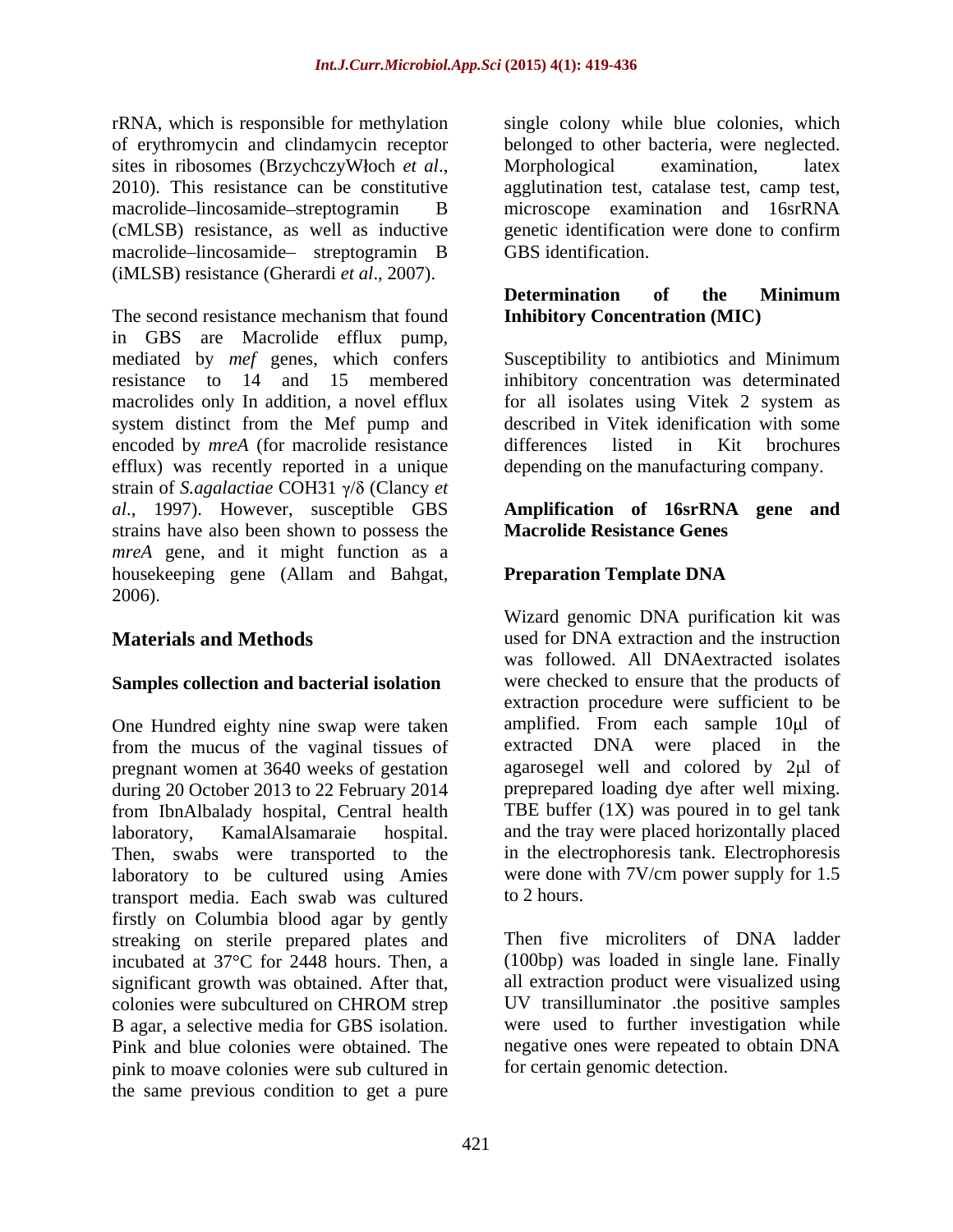rRNA, which is responsible for methylation of erythromycin and clindamycin receptor sites in ribosomes (BrzychczyWłoch *et al*., 2010). This resistance can be constitutive macrolide–lincosamide–streptogramin B (cMLSB) resistance, as well as inductive macrolide–lincosamide– streptogramin B (iMLSB) resistance (Gherardi *et al*., 2007).

The second resistance mechanism that found in GBS are Macrolide efflux pump, mediated by *mef* genes, which confers resistance to 14 and 15 membered macrolides only In addition, a novel efflux system distinct from the Mef pump and encoded by *mreA* (for macrolide resistance efflux) was recently reported in a unique strain of *S.agalactiae* COH31 γ/δ (Clancy *et al*., 1997). However, susceptible GBS strains have also been shown to possess the *mreA* gene, and it might function as a housekeeping gene (Allam and Bahgat, 2006).

## Materials and Methods

### Samples collection and bacterial isolation

One Hundred eighty nine swap were taken from the mucus of the vaginal tissues of pregnant women at 3640 weeks of gestation during 20 October 2013 to 22 February 2014 from IbnAlbalady hospital, Central health laboratory, KamalAlsamaraie hospital. Then, swabs were transported to the laboratory to be cultured using Amies transport media. Each swab was cultured firstly on Columbia blood agar by gently streaking on sterile prepared plates and incubated at 37°C for 2448 hours. Then, a significant growth was obtained. After that, colonies were subcultured on CHROM strep B agar, a selective media for GBS isolation. Pink and blue colonies were obtained. The pink to moave colonies were sub cultured in the same previous condition to get a pure single colony while blue colonies, which belonged to other bacteria, were neglected. Morphological examination, latex agglutination test, catalase test, camp test, microscope examination and 16srRNA genetic identification were done to confirm GBS identification.

### Determination of the Minimum Inhibitory Concentration (MIC)

Susceptibility to antibiotics and Minimum inhibitory concentration was determinated for all isolates using Vitek 2 system as described in Vitek idenification with some differences listed in Kit brochures depending on the manufacturing company.

### Amplification of 16srRNA gene and Macrolide Resistance Genes

### Preparation Template DNA

Wizard genomic DNA purification kit was used for DNA extraction and the instruction was followed. All DNAextracted isolates were checked to ensure that the products of extraction procedure were sufficient to be amplified. From each sample 10μl of extracted DNA were placed in the agarosegel well and colored by 2μl of preprepared loading dye after well mixing. TBE buffer (1X) was poured in to gel tank and the tray were placed horizontally placed in the electrophoresis tank. Electrophoresis were done with 7V/cm power supply for 1.5 to 2 hours.

Then five microliters of DNA ladder (100bp) was loaded in single lane. Finally all extraction product were visualized using UV transilluminator .the positive samples were used to further investigation while negative ones were repeated to obtain DNA for certain genomic detection.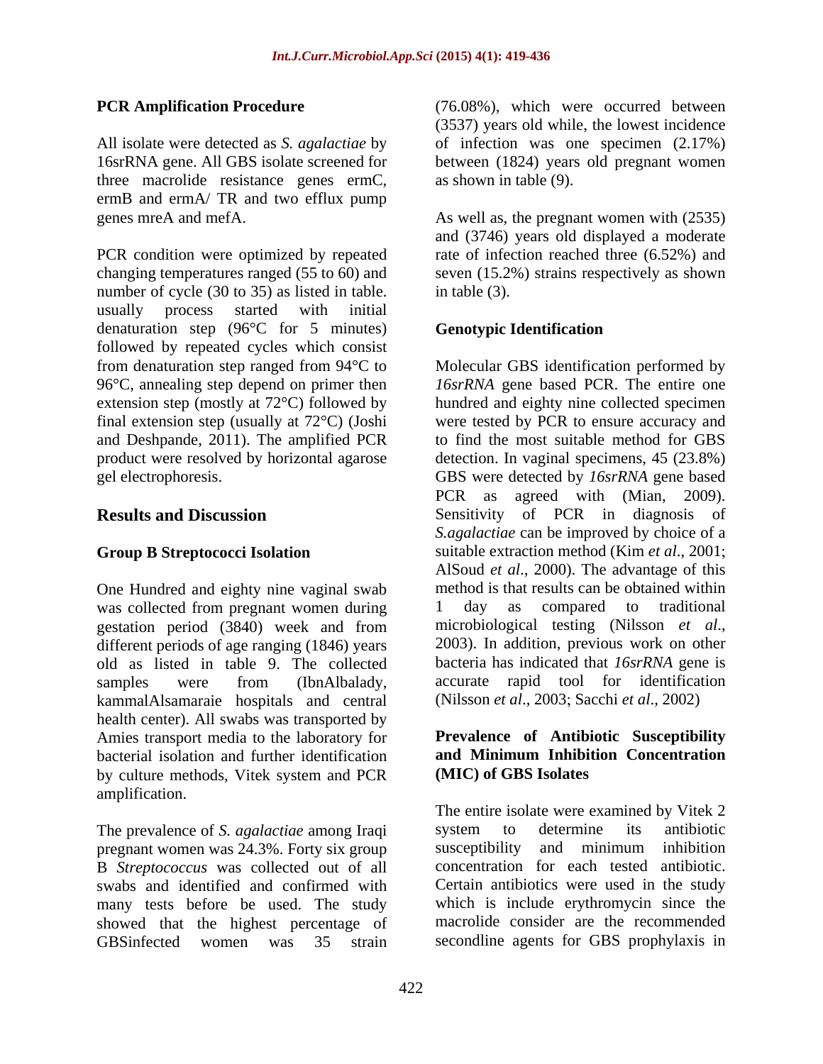**PCR Amplification Procedure**

All isolate were detected as *S. agalactiae* by 16srRNA gene. All GBS isolate screened for three macrolide resistance genes ermC, ermB and ermA/ TR and two efflux pump genes mreA and mefA.

PCR condition were optimized by repeated changing temperatures ranged (55 to 60) and number of cycle (30 to 35) as listed in table. usually process started with initial denaturation step (96°C for 5 minutes) followed by repeated cycles which consist from denaturation step ranged from 94°C to 96°C, annealing step depend on primer then extension step (mostly at 72°C) followed by final extension step (usually at 72°C) (Joshi and Deshpande, 2011). The amplified PCR product were resolved by horizontal agarose gel electrophoresis.

## Results and Discussion

**Group B Streptococci Isolation**

One Hundred and eighty nine vaginal swab was collected from pregnant women during gestation period (3840) week and from different periods of age ranging (1846) years old as listed in table 9. The collected samples were from (IbnAlbalady, kammalAlsamaraie hospitals and central health center). All swabs was transported by Amies transport media to the laboratory for bacterial isolation and further identification by culture methods, Vitek system and PCR amplification.

The prevalence of *S. agalactiae* among Iraqi pregnant women was 24.3%. Forty six group B *Streptococcus* was collected out of all swabs and identified and confirmed with many tests before be used. The study showed that the highest percentage of GBSinfected women was 35 strain (76.08%), which were occurred between (3537) years old while, the lowest incidence of infection was one specimen (2.17%) between (1824) years old pregnant women as shown in table (9).

As well as, the pregnant women with (2535) and (3746) years old displayed a moderate rate of infection reached three (6.52%) and seven (15.2%) strains respectively as shown in table (3).

**Genotypic Identification**

Molecular GBS identification performed by *16srRNA* gene based PCR. The entire one hundred and eighty nine collected specimen were tested by PCR to ensure accuracy and to find the most suitable method for GBS detection. In vaginal specimens, 45 (23.8%) GBS were detected by *16srRNA* gene based PCR as agreed with (Mian, 2009). Sensitivity of PCR in diagnosis of *S.agalactiae* can be improved by choice of a suitable extraction method (Kim *et al*., 2001; AlSoud *et al*., 2000). The advantage of this method is that results can be obtained within 1 day as compared to traditional microbiological testing (Nilsson *et al*., 2003). In addition, previous work on other bacteria has indicated that *16srRNA* gene is accurate rapid tool for identification (Nilsson *et al*., 2003; Sacchi *et al*., 2002)

**Prevalence of Antibiotic Susceptibility and Minimum Inhibition Concentration (MIC) of GBS Isolates**

The entire isolate were examined by Vitek 2 system to determine its antibiotic susceptibility and minimum inhibition concentration for each tested antibiotic. Certain antibiotics were used in the study which is include erythromycin since the macrolide consider are the recommended secondline agents for GBS prophylaxis in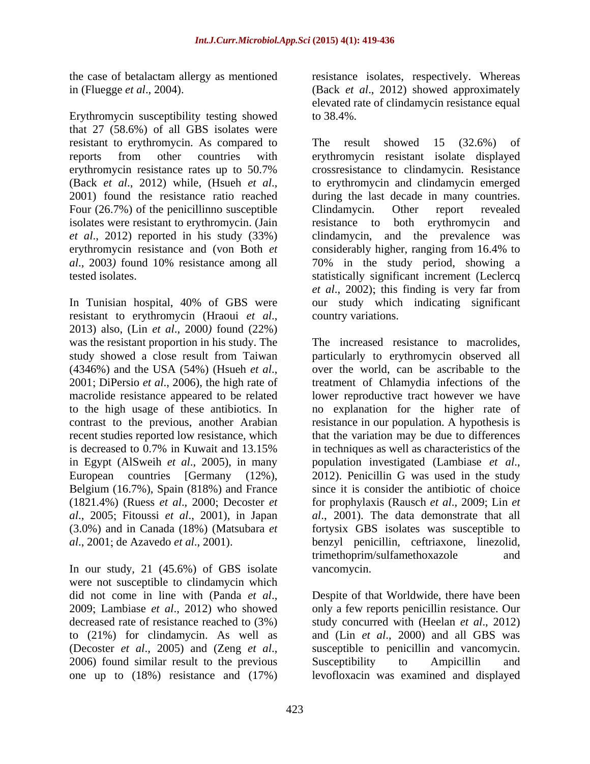the case of betalactam allergy as mentioned in (Fluegge *et al*., 2004).

Erythromycin susceptibility testing showed that 27 (58.6%) of all GBS isolates were resistant to erythromycin. As compared to reports from other countries with erythromycin resistance rates up to 50.7% (Back *et al*., 2012) while, (Hsueh *et al*., 2001) found the resistance ratio reached Four (26.7%) of the penicillinno susceptible isolates were resistant to erythromycin. (Jain *et al*., 2012) reported in his study (33%) erythromycin resistance and (von Both *et al*., 2003*)* found 10% resistance among all tested isolates.

In Tunisian hospital, 40% of GBS were resistant to erythromycin (Hraoui *et al*., 2013) also, (Lin *et al*., 2000*)* found (22%) was the resistant proportion in his study. The study showed a close result from Taiwan (4346%) and the USA (54%) (Hsueh *et al*., 2001; DiPersio *et al*., 2006), the high rate of macrolide resistance appeared to be related to the high usage of these antibiotics. In contrast to the previous, another Arabian recent studies reported low resistance, which is decreased to 0.7% in Kuwait and 13.15% in Egypt (AlSweih *et al*., 2005), in many European countries [Germany (12%), Belgium (16.7%), Spain (818%) and France (1821.4%) (Ruess *et al*., 2000; Decoster *et al*., 2005; Fitoussi *et al*., 2001), in Japan (3.0%) and in Canada (18%) (Matsubara *et al*., 2001; de Azavedo *et al*., 2001).

In our study, 21 (45.6%) of GBS isolate were not susceptible to clindamycin which did not come in line with (Panda *et al*., 2009; Lambiase *et al*., 2012) who showed decreased rate of resistance reached to (3%) to (21%) for clindamycin. As well as (Decoster *et al*., 2005) and (Zeng *et al*., 2006) found similar result to the previous one up to (18%) resistance and (17%) resistance isolates, respectively. Whereas (Back *et al*., 2012) showed approximately elevated rate of clindamycin resistance equal to 38.4%.

The result showed 15 (32.6%) of erythromycin resistant isolate displayed crossresistance to clindamycin. Resistance to erythromycin and clindamycin emerged during the last decade in many countries. Clindamycin. Other report revealed resistance to both erythromycin and clindamycin, and the prevalence was considerably higher, ranging from 16.4% to 70% in the study period, showing a statistically significant increment (Leclercq *et al*., 2002); this finding is very far from our study which indicating significant country variations.

The increased resistance to macrolides, particularly to erythromycin observed all over the world, can be ascribable to the treatment of Chlamydia infections of the lower reproductive tract however we have no explanation for the higher rate of resistance in our population. A hypothesis is that the variation may be due to differences in techniques as well as characteristics of the population investigated (Lambiase *et al*., 2012). Penicillin G was used in the study since it is consider the antibiotic of choice for prophylaxis (Rausch *et al*., 2009; Lin *et al*., 2001). The data demonstrate that all fortysix GBS isolates was susceptible to benzyl penicillin, ceftriaxone, linezolid, trimethoprim/sulfamethoxazole and vancomycin.

Despite of that Worldwide, there have been only a few reports penicillin resistance. Our study concurred with (Heelan *et al*., 2012) and (Lin *et al*., 2000) and all GBS was susceptible to penicillin and vancomycin. Susceptibility to Ampicillin and levofloxacin was examined and displayed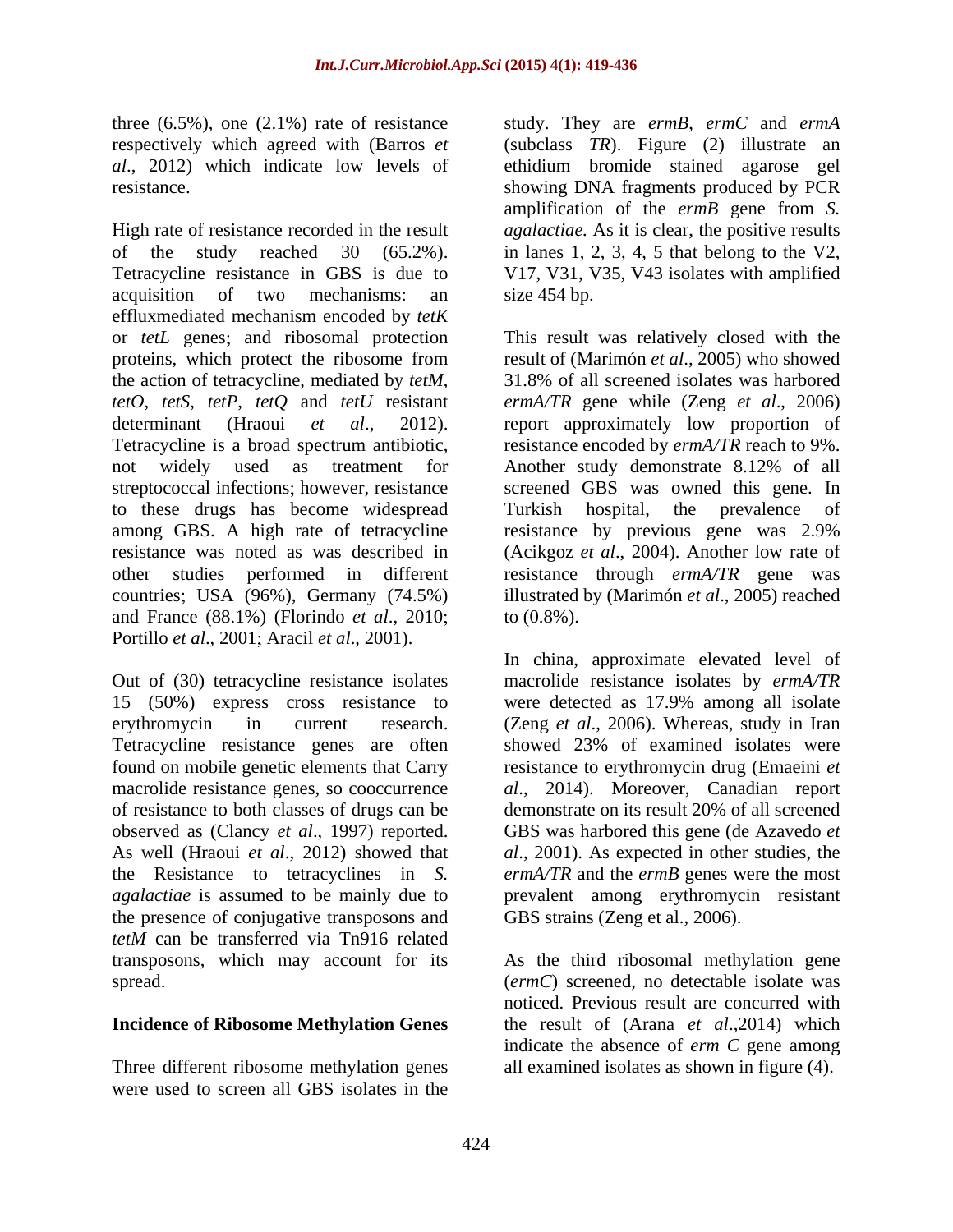three (6.5%), one (2.1%) rate of resistance respectively which agreed with (Barros *et al*., 2012) which indicate low levels of resistance.

High rate of resistance recorded in the result of the study reached 30 (65.2%). Tetracycline resistance in GBS is due to acquisition of two mechanisms: an effluxmediated mechanism encoded by *tetK* or *tetL* genes; and ribosomal protection proteins, which protect the ribosome from the action of tetracycline, mediated by *tetM*, *tetO*, *tetS*, *tetP*, *tetQ* and *tetU* resistant determinant (Hraoui *et al*., 2012). Tetracycline is a broad spectrum antibiotic, not widely used as treatment for streptococcal infections; however, resistance to these drugs has become widespread among GBS. A high rate of tetracycline resistance was noted as was described in other studies performed in different countries; USA (96%), Germany (74.5%) and France (88.1%) (Florindo *et al*., 2010; Portillo *et al*., 2001; Aracil *et al*., 2001).

Out of (30) tetracycline resistance isolates 15 (50%) express cross resistance to erythromycin in current research. Tetracycline resistance genes are often found on mobile genetic elements that Carry macrolide resistance genes, so cooccurrence of resistance to both classes of drugs can be observed as (Clancy *et al*., 1997) reported. As well (Hraoui *et al*., 2012) showed that the Resistance to tetracyclines in *S. agalactiae* is assumed to be mainly due to the presence of conjugative transposons and *tetM* can be transferred via Tn916 related transposons, which may account for its spread.

**Incidence of Ribosome Methylation Genes**

Three different ribosome methylation genes were used to screen all GBS isolates in the study. They are *ermB*, *ermC* and *ermA* (subclass *TR*). Figure (2) illustrate an ethidium bromide stained agarose gel showing DNA fragments produced by PCR amplification of the *ermB* gene from *S. agalactiae.* As it is clear, the positive results in lanes 1, 2, 3, 4, 5 that belong to the V2, V17, V31, V35, V43 isolates with amplified size 454 bp.

This result was relatively closed with the result of (Marimón *et al*., 2005) who showed 31.8% of all screened isolates was harbored *ermA/TR* gene while (Zeng *et al*., 2006) report approximately low proportion of resistance encoded by *ermA/TR* reach to 9%. Another study demonstrate 8.12% of all screened GBS was owned this gene. In Turkish hospital, the prevalence of resistance by previous gene was 2.9% (Acikgoz *et al*., 2004). Another low rate of resistance through *ermA/TR* gene was illustrated by (Marimón *et al*., 2005) reached to (0.8%).

In china, approximate elevated level of macrolide resistance isolates by *ermA/TR* were detected as 17.9% among all isolate (Zeng *et al*., 2006). Whereas, study in Iran showed 23% of examined isolates were resistance to erythromycin drug (Emaeini *et al*., 2014). Moreover, Canadian report demonstrate on its result 20% of all screened GBS was harbored this gene (de Azavedo *et al*., 2001). As expected in other studies, the *ermA/TR* and the *ermB* genes were the most prevalent among erythromycin resistant GBS strains (Zeng et al., 2006).

As the third ribosomal methylation gene (*ermC*) screened, no detectable isolate was noticed. Previous result are concurred with the result of (Arana *et al*.,2014) which indicate the absence of *erm C* gene among all examined isolates as shown in figure (4).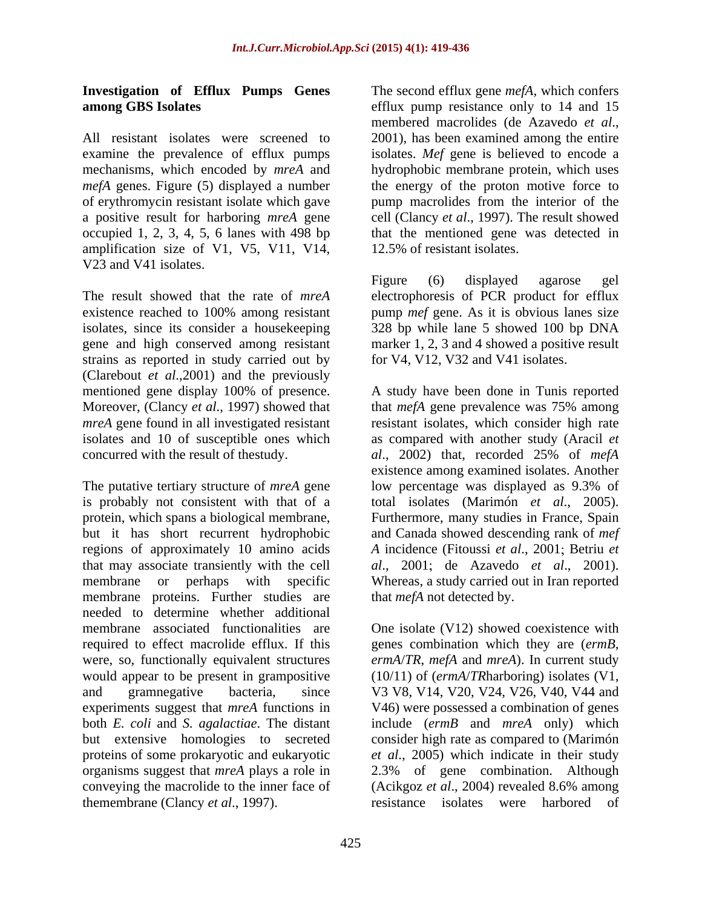**Investigation of Efflux Pumps Genes among GBS Isolates**

All resistant isolates were screened to examine the prevalence of efflux pumps mechanisms, which encoded by *mreA* and *mefA* genes. Figure (5) displayed a number of erythromycin resistant isolate which gave a positive result for harboring *mreA* gene occupied 1, 2, 3, 4, 5, 6 lanes with 498 bp amplification size of V1, V5, V11, V14, V23 and V41 isolates.

The result showed that the rate of *mreA* existence reached to 100% among resistant isolates, since its consider a housekeeping gene and high conserved among resistant strains as reported in study carried out by (Clarebout *et al*.,2001) and the previously mentioned gene display 100% of presence. Moreover, (Clancy *et al*., 1997) showed that *mreA* gene found in all investigated resistant isolates and 10 of susceptible ones which concurred with the result of thestudy.

The putative tertiary structure of *mreA* gene is probably not consistent with that of a protein, which spans a biological membrane, but it has short recurrent hydrophobic regions of approximately 10 amino acids that may associate transiently with the cell membrane or perhaps with specific membrane proteins. Further studies are needed to determine whether additional membrane associated functionalities are required to effect macrolide efflux. If this were, so, functionally equivalent structures would appear to be present in grampositive and gramnegative bacteria, since experiments suggest that *mreA* functions in both *E. coli* and *S. agalactiae*. The distant but extensive homologies to secreted proteins of some prokaryotic and eukaryotic organisms suggest that *mreA* plays a role in conveying the macrolide to the inner face of themembrane (Clancy *et al*., 1997).

The second efflux gene *mefA*, which confers efflux pump resistance only to 14 and 15 membered macrolides (de Azavedo *et al*., 2001), has been examined among the entire isolates. *Mef* gene is believed to encode a hydrophobic membrane protein, which uses the energy of the proton motive force to pump macrolides from the interior of the cell (Clancy *et al*., 1997). The result showed that the mentioned gene was detected in 12.5% of resistant isolates.

Figure (6) displayed agarose gel electrophoresis of PCR product for efflux pump *mef* gene. As it is obvious lanes size 328 bp while lane 5 showed 100 bp DNA marker 1, 2, 3 and 4 showed a positive result for V4, V12, V32 and V41 isolates.

A study have been done in Tunis reported that *mefA* gene prevalence was 75% among resistant isolates, which consider high rate as compared with another study (Aracil *et al*., 2002) that, recorded 25% of *mefA* existence among examined isolates. Another low percentage was displayed as 9.3% of total isolates (Marimón *et al*., 2005). Furthermore, many studies in France, Spain and Canada showed descending rank of *mef A* incidence (Fitoussi *et al*., 2001; Betriu *et al*., 2001; de Azavedo *et al*., 2001). Whereas, a study carried out in Iran reported that *mefA* not detected by.

One isolate (V12) showed coexistence with genes combination which they are (*ermB*, *ermA*/*TR*, *mefA* and *mreA*). In current study (10/11) of (*ermA*/*TR*harboring) isolates (V1, V3 V8, V14, V20, V24, V26, V40, V44 and V46) were possessed a combination of genes include (*ermB* and *mreA* only) which consider high rate as compared to (Marimón *et al*., 2005) which indicate in their study 2.3% of gene combination. Although (Acikgoz *et al*., 2004) revealed 8.6% among resistance isolates were harbored of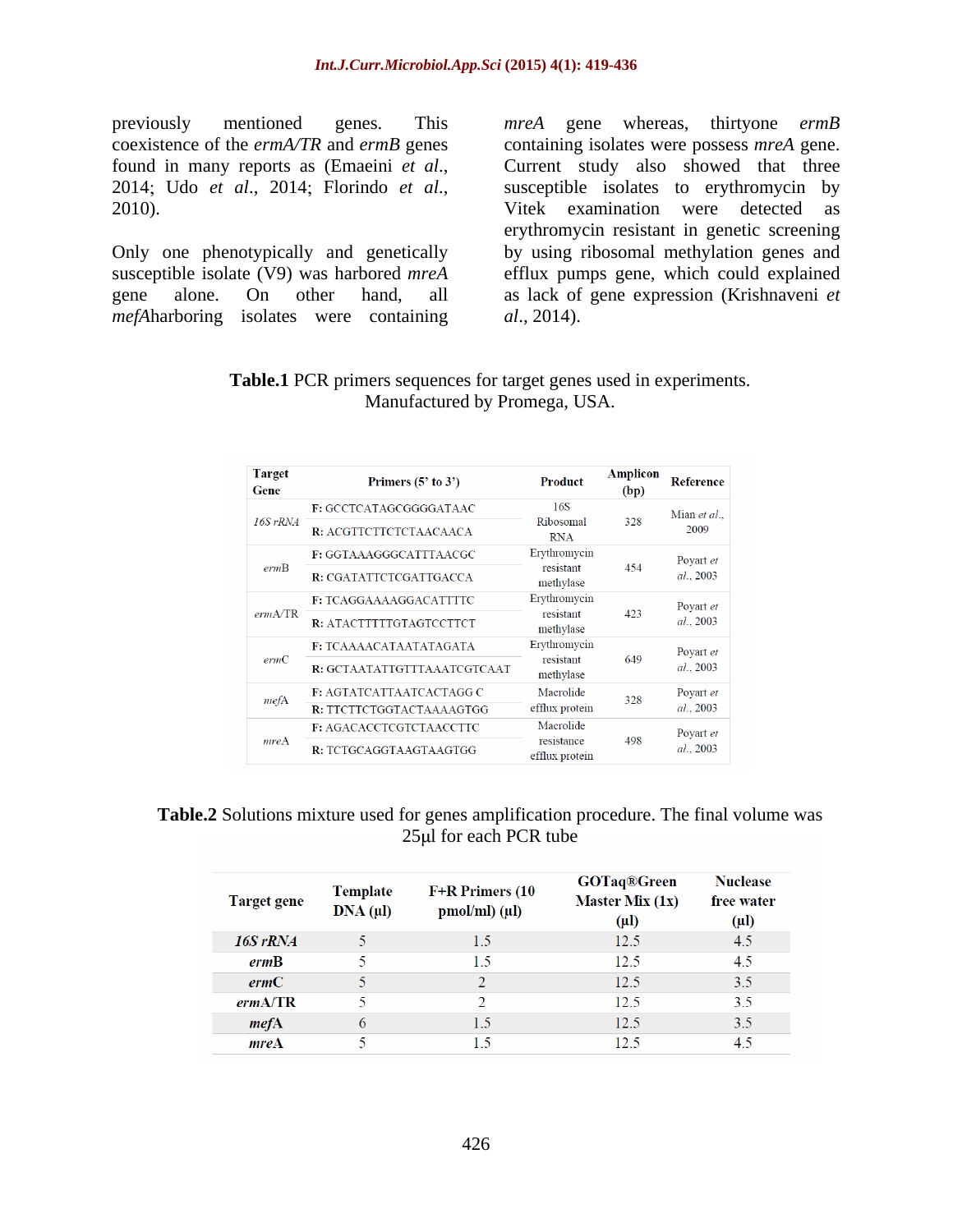previously mentioned genes. This coexistence of the *ermA/TR* and *ermB* genes found in many reports as (Emaeini *et al*., 2014; Udo *et al*., 2014; Florindo *et al*., 2010).

Only one phenotypically and genetically susceptible isolate (V9) was harbored *mreA* gene alone. On other hand, all *mefA*harboring isolates were containing *mreA* gene whereas, thirtyone *ermB* containing isolates were possess *mreA* gene. Current study also showed that three susceptible isolates to erythromycin by Vitek examination were detected as erythromycin resistant in genetic screening by using ribosomal methylation genes and efflux pumps gene, which could explained as lack of gene expression (Krishnaveni *et al*., 2014).

**Table.1** PCR primers sequences for target genes used in experiments. Manufactured by Promega, USA.

| Target Gene | Primers (5' to 3') | Product | Amplicon (bp) | Reference |
|---|---|---|---|---|
| *16S rRNA* | F: GCCTCATAGCGGGGATAAC<br>R: ACGTTCTTCTCTAACAACA | 16S Ribosomal RNA | 328 | Mian *et al*., 2009 |
| *erm*B | F: GGTAAAGGGCATTTAACGC<br>R: CGATATTCTCGATTGACCA | Erythromycin resistant methylase | 454 | Poyart *et al*., 2003 |
| *erm*A/TR | F: TCAGGAAAAGGACATTTTC<br>R: ATACTTTTTGTAGTCCTTCT | Erythromycin resistant methylase | 423 | Poyart *et al*., 2003 |
| *erm*C | F: TCAAAACATAATATAGATA<br>R: GCTAATATTGTTTAAATCGTCAAT | Erythromycin resistant methylase | 649 | Poyart *et al*., 2003 |
| *mef*A | F: AGTATCATTAATCACTAGG C<br>R: TTCTTCTGGTACTAAAAGTGG | Macrolide efflux protein | 328 | Poyart *et al*., 2003 |
| *mre*A | F: AGACACCTCGTCTAACCTTC<br>R: TCTGCAGGTAAGTAAGTGG | Macrolide resistance efflux protein | 498 | Poyart *et al*., 2003 |

**Table.2** Solutions mixture used for genes amplification procedure. The final volume was 25µl for each PCR tube

| Target gene | Template DNA (µl) | F+R Primers (10 pmol/ml) (µl) | GOTaq®Green Master Mix (1x) (µl) | Nuclease free water (µl) |
|---|---|---|---|---|
| ***16S rRNA*** | 5 | 1.5 | 12.5 | 4.5 |
| ***erm*B** | 5 | 1.5 | 12.5 | 4.5 |
| ***erm*C** | 5 | 2 | 12.5 | 3.5 |
| ***erm*A/TR** | 5 | 2 | 12.5 | 3.5 |
| ***mef*A** | 6 | 1.5 | 12.5 | 3.5 |
| ***mre*A** | 5 | 1.5 | 12.5 | 4.5 |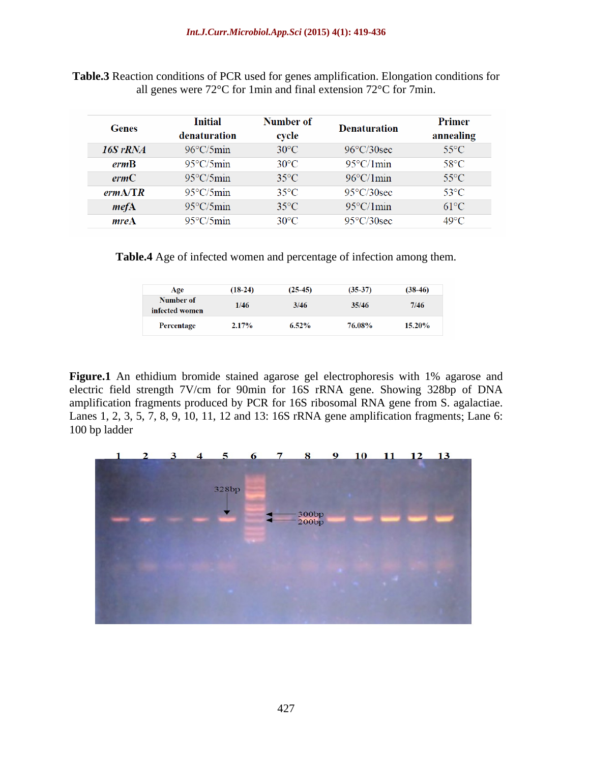**Table.3** Reaction conditions of PCR used for genes amplification. Elongation conditions for all genes were 72°C for 1min and final extension 72°C for 7min.

| Genes | Initial denaturation | Number of cycle | Denaturation | Primer annealing |
|---|---|---|---|---|
| *16S rRNA* | 96°C/5min | 30°C | 96°C/30sec | 55°C |
| *erm*B | 95°C/5min | 30°C | 95°C/1min | 58°C |
| *erm*C | 95°C/5min | 35°C | 96°C/1min | 55°C |
| *erm*A/TR | 95°C/5min | 35°C | 95°C/30sec | 53°C |
| *mef*A | 95°C/5min | 35°C | 95°C/1min | 61°C |
| *mre*A | 95°C/5min | 30°C | 95°C/30sec | 49°C |

**Table.4** Age of infected women and percentage of infection among them.

| Age | (18-24) | (25-45) | (35-37) | (38-46) |
|---|---|---|---|---|
| Number of infected women | 1/46 | 3/46 | 35/46 | 7/46 |
| Percentage | 2.17% | 6.52% | 76.08% | 15.20% |

**Figure.1** An ethidium bromide stained agarose gel electrophoresis with 1% agarose and electric field strength 7V/cm for 90min for 16S rRNA gene. Showing 328bp of DNA amplification fragments produced by PCR for 16S ribosomal RNA gene from S. agalactiae. Lanes 1, 2, 3, 5, 7, 8, 9, 10, 11, 12 and 13: 16S rRNA gene amplification fragments; Lane 6: 100 bp ladder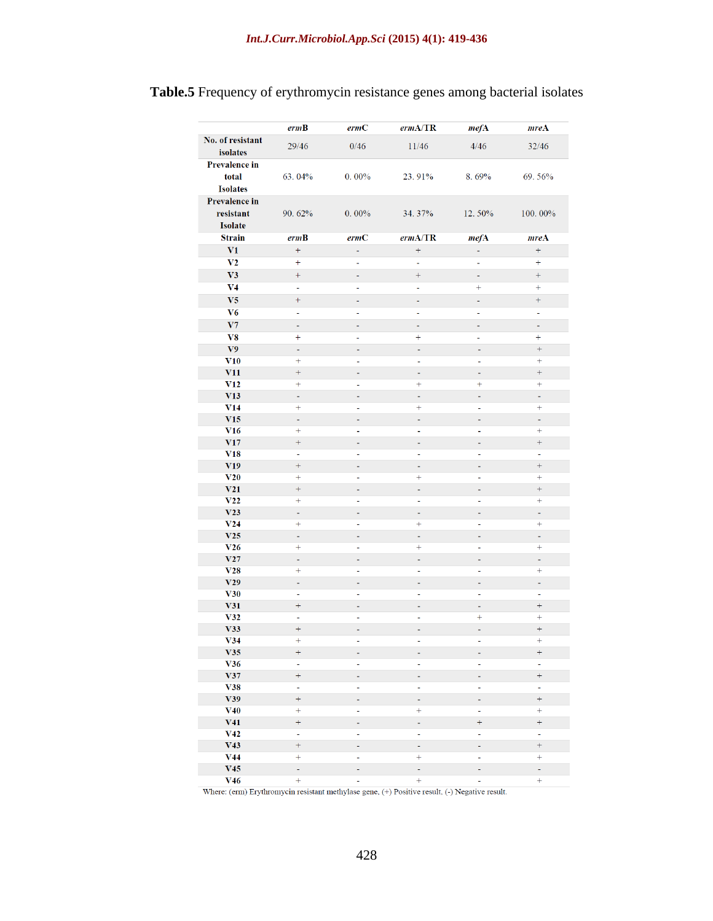**Table.5** Frequency of erythromycin resistance genes among bacterial isolates

| | *erm*B | *erm*C | *erm*A/TR | *mef*A | *mre*A |
|---|---|---|---|---|---|
| **No. of resistant isolates** | 29/46 | 0/46 | 11/46 | 4/46 | 32/46 |
| **Prevalence in total Isolates** | 63. 04% | 0. 00% | 23. 91% | 8. 69% | 69. 56% |
| **Prevalence in resistant Isolate** | 90. 62% | 0. 00% | 34. 37% | 12. 50% | 100. 00% |
| **Strain** | ***erm*B** | ***erm*C** | ***erm*A/TR** | ***mef*A** | ***mre*A** |
| **V1** | + | - | + | - | + |
| **V2** | + | - | - | - | + |
| **V3** | + | - | + | - | + |
| **V4** | - | - | - | + | + |
| **V5** | + | - | - | - | + |
| **V6** | - | - | - | - | - |
| **V7** | - | - | - | - | - |
| **V8** | + | - | + | - | + |
| **V9** | - | - | - | - | + |
| **V10** | + | - | - | - | + |
| **V11** | + | - | - | - | + |
| **V12** | + | - | + | + | + |
| **V13** | - | - | - | - | - |
| **V14** | + | - | + | - | + |
| **V15** | - | - | - | - | - |
| **V16** | + | - | - | - | + |
| **V17** | + | - | - | - | + |
| **V18** | - | - | - | - | - |
| **V19** | + | - | - | - | + |
| **V20** | + | - | + | - | + |
| **V21** | + | - | - | - | + |
| **V22** | + | - | - | - | + |
| **V23** | - | - | - | - | - |
| **V24** | + | - | + | - | + |
| **V25** | - | - | - | - | - |
| **V26** | + | - | + | - | + |
| **V27** | - | - | - | - | - |
| **V28** | + | - | - | - | + |
| **V29** | - | - | - | - | - |
| **V30** | - | - | - | - | - |
| **V31** | + | - | - | - | + |
| **V32** | - | - | - | + | + |
| **V33** | + | - | - | - | + |
| **V34** | + | - | - | - | + |
| **V35** | + | - | - | - | + |
| **V36** | - | - | - | - | - |
| **V37** | + | - | - | - | + |
| **V38** | - | - | - | - | - |
| **V39** | + | - | - | - | + |
| **V40** | + | - | + | - | + |
| **V41** | + | - | - | + | + |
| **V42** | - | - | - | - | - |
| **V43** | + | - | - | - | + |
| **V44** | + | - | + | - | + |
| **V45** | - | - | - | - | - |
| **V46** | + | - | + | - | + |

Where: (erm) Erythromycin resistant methylase gene, (+) Positive result, (-) Negative result.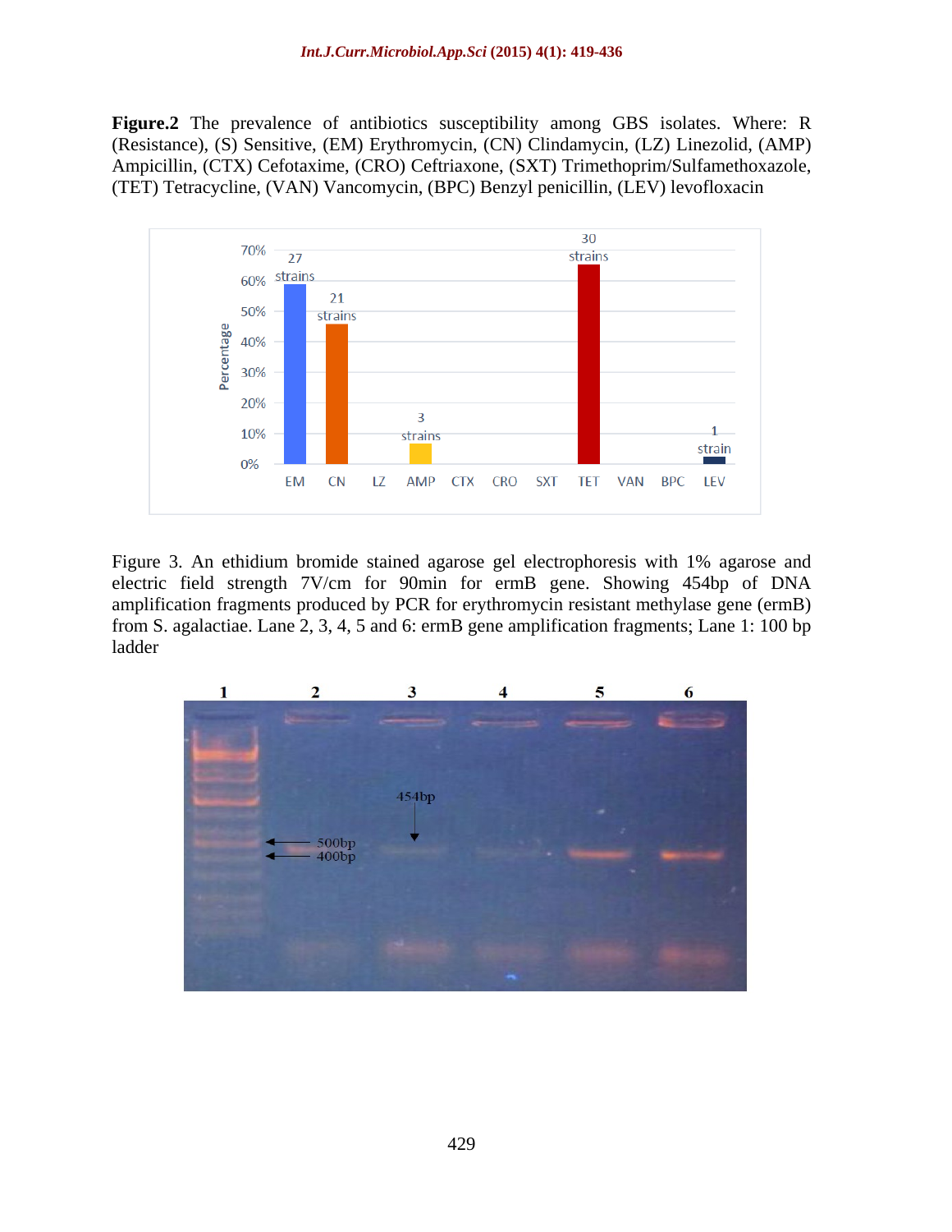**Figure.2** The prevalence of antibiotics susceptibility among GBS isolates. Where: R (Resistance), (S) Sensitive, (EM) Erythromycin, (CN) Clindamycin, (LZ) Linezolid, (AMP) Ampicillin, (CTX) Cefotaxime, (CRO) Ceftriaxone, (SXT) Trimethoprim/Sulfamethoxazole, (TET) Tetracycline, (VAN) Vancomycin, (BPC) Benzyl penicillin, (LEV) levofloxacin

Figure 3. An ethidium bromide stained agarose gel electrophoresis with 1% agarose and electric field strength 7V/cm for 90min for ermB gene. Showing 454bp of DNA amplification fragments produced by PCR for erythromycin resistant methylase gene (ermB) from S. agalactiae. Lane 2, 3, 4, 5 and 6: ermB gene amplification fragments; Lane 1: 100 bp ladder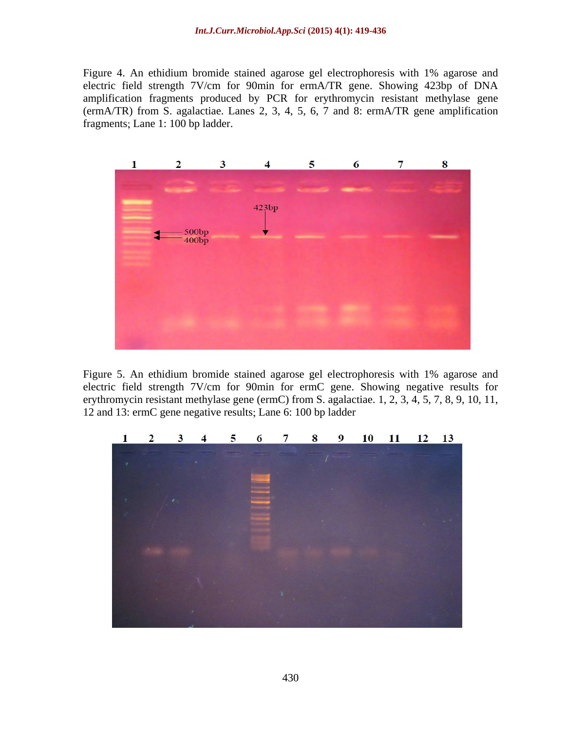Figure 4. An ethidium bromide stained agarose gel electrophoresis with 1% agarose and electric field strength 7V/cm for 90min for ermA/TR gene. Showing 423bp of DNA amplification fragments produced by PCR for erythromycin resistant methylase gene (ermA/TR) from S. agalactiae. Lanes 2, 3, 4, 5, 6, 7 and 8: ermA/TR gene amplification fragments; Lane 1: 100 bp ladder.

Figure 5. An ethidium bromide stained agarose gel electrophoresis with 1% agarose and electric field strength 7V/cm for 90min for ermC gene. Showing negative results for erythromycin resistant methylase gene (ermC) from S. agalactiae. 1, 2, 3, 4, 5, 7, 8, 9, 10, 11, 12 and 13: ermC gene negative results; Lane 6: 100 bp ladder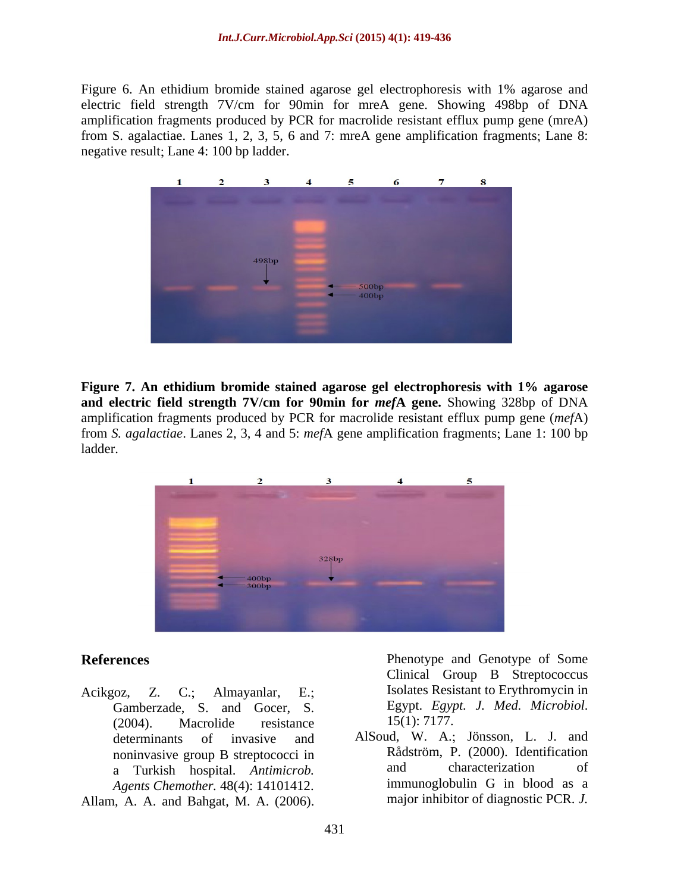Figure 6. An ethidium bromide stained agarose gel electrophoresis with 1% agarose and electric field strength 7V/cm for 90min for mreA gene. Showing 498bp of DNA amplification fragments produced by PCR for macrolide resistant efflux pump gene (mreA) from S. agalactiae. Lanes 1, 2, 3, 5, 6 and 7: mreA gene amplification fragments; Lane 8: negative result; Lane 4: 100 bp ladder.

**Figure 7. An ethidium bromide stained agarose gel electrophoresis with 1% agarose and electric field strength 7V/cm for 90min for *mef*A gene.** Showing 328bp of DNA amplification fragments produced by PCR for macrolide resistant efflux pump gene (*mef*A) from *S. agalactiae*. Lanes 2, 3, 4 and 5: *mef*A gene amplification fragments; Lane 1: 100 bp ladder.

## References

Acikgoz, Z. C.; Almayanlar, E.; Gamberzade, S. and Gocer, S. (2004). Macrolide resistance determinants of invasive and noninvasive group B streptococci in a Turkish hospital. *Antimicrob. Agents Chemother.* 48(4): 14101412.

Allam, A. A. and Bahgat, M. A. (2006). Phenotype and Genotype of Some Clinical Group B Streptococcus Isolates Resistant to Erythromycin in Egypt. *Egypt. J. Med. Microbiol.* 15(1): 7177.

AlSoud, W. A.; Jönsson, L. J. and Rådström, P. (2000). Identification and characterization of immunoglobulin G in blood as a major inhibitor of diagnostic PCR. *J.*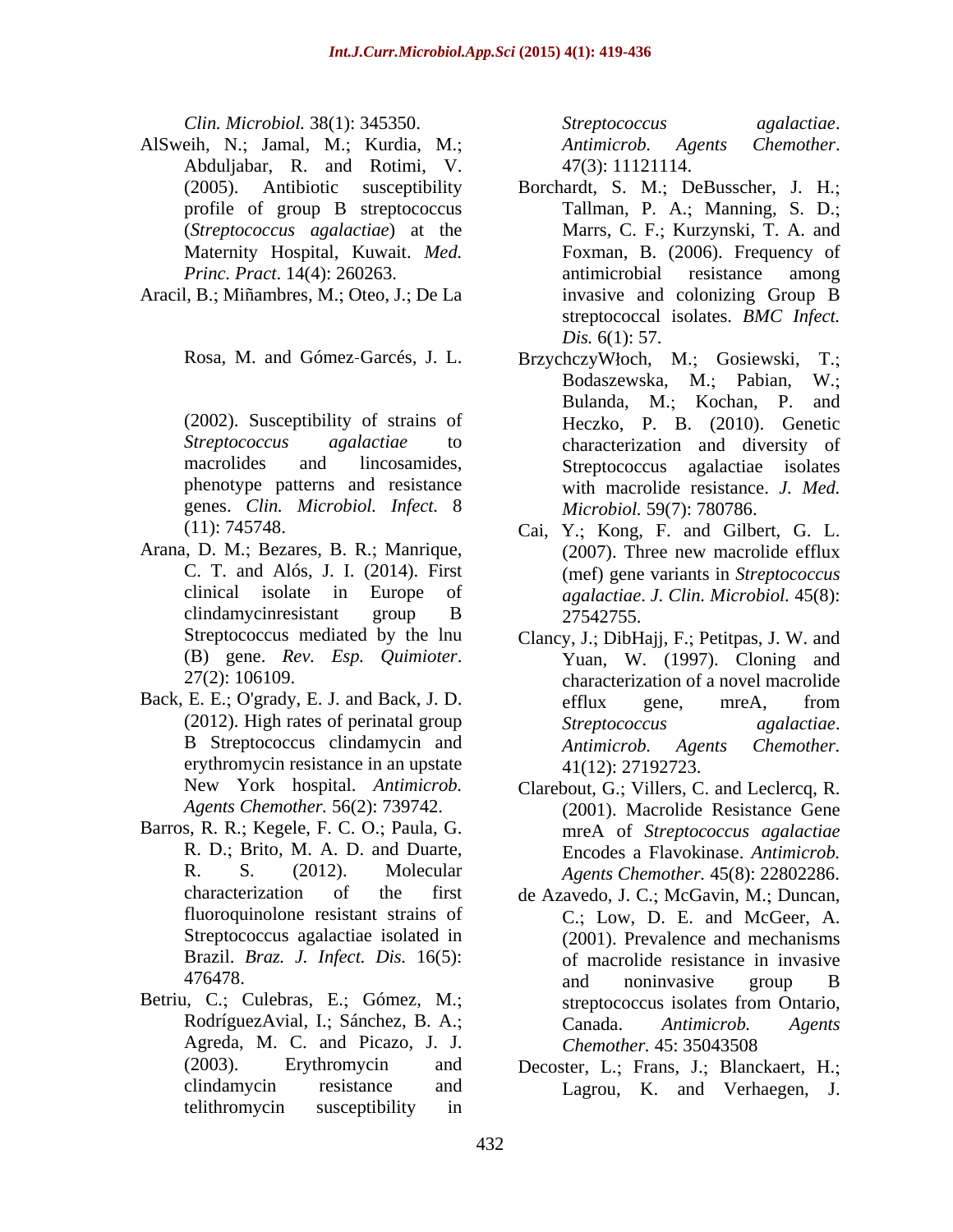*Clin. Microbiol.* 38(1): 345350.

AlSweih, N.; Jamal, M.; Kurdia, M.; Abduljabar, R. and Rotimi, V. (2005). Antibiotic susceptibility profile of group B streptococcus (*Streptococcus agalactiae*) at the Maternity Hospital, Kuwait. *Med. Princ. Pract*. 14(4): 260263.

Aracil, B.; Miñambres, M.; Oteo, J.; De La Rosa, M. and Gómez-Garcés, J. L. (2002). Susceptibility of strains of *Streptococcus agalactiae* to macrolides and lincosamides, phenotype patterns and resistance genes. *Clin. Microbiol. Infect.* 8 (11): 745748.

Arana, D. M.; Bezares, B. R.; Manrique, C. T. and Alós, J. I. (2014). First clinical isolate in Europe of clindamycinresistant group B Streptococcus mediated by the lnu (B) gene. *Rev. Esp. Quimioter*. 27(2): 106109.

Back, E. E.; O'grady, E. J. and Back, J. D. (2012). High rates of perinatal group B Streptococcus clindamycin and erythromycin resistance in an upstate New York hospital. *Antimicrob. Agents Chemother.* 56(2): 739742.

Barros, R. R.; Kegele, F. C. O.; Paula, G. R. D.; Brito, M. A. D. and Duarte, R. S. (2012). Molecular characterization of the first fluoroquinolone resistant strains of Streptococcus agalactiae isolated in Brazil. *Braz. J. Infect. Dis.* 16(5): 476478.

Betriu, C.; Culebras, E.; Gómez, M.; RodríguezAvial, I.; Sánchez, B. A.; Agreda, M. C. and Picazo, J. J. (2003). Erythromycin and clindamycin resistance and telithromycin susceptibility in *Streptococcus agalactiae*. *Antimicrob. Agents Chemother*. 47(3): 11121114.

Borchardt, S. M.; DeBusscher, J. H.; Tallman, P. A.; Manning, S. D.; Marrs, C. F.; Kurzynski, T. A. and Foxman, B. (2006). Frequency of antimicrobial resistance among invasive and colonizing Group B streptococcal isolates. *BMC Infect. Dis.* 6(1): 57.

BrzychczyWłoch, M.; Gosiewski, T.; Bodaszewska, M.; Pabian, W.; Bulanda, M.; Kochan, P. and Heczko, P. B. (2010). Genetic characterization and diversity of Streptococcus agalactiae isolates with macrolide resistance. *J. Med. Microbiol.* 59(7): 780786.

Cai, Y.; Kong, F. and Gilbert, G. L. (2007). Three new macrolide efflux (mef) gene variants in *Streptococcus agalactiae*. *J. Clin. Microbiol.* 45(8): 27542755.

Clancy, J.; DibHajj, F.; Petitpas, J. W. and Yuan, W. (1997). Cloning and characterization of a novel macrolide efflux gene, mreA, from *Streptococcus agalactiae*. *Antimicrob. Agents Chemother.* 41(12): 27192723.

Clarebout, G.; Villers, C. and Leclercq, R. (2001). Macrolide Resistance Gene mreA of *Streptococcus agalactiae* Encodes a Flavokinase. *Antimicrob. Agents Chemother.* 45(8): 22802286.

de Azavedo, J. C.; McGavin, M.; Duncan, C.; Low, D. E. and McGeer, A. (2001). Prevalence and mechanisms of macrolide resistance in invasive and noninvasive group B streptococcus isolates from Ontario, Canada. *Antimicrob. Agents Chemother.* 45: 35043508

Decoster, L.; Frans, J.; Blanckaert, H.; Lagrou, K. and Verhaegen, J.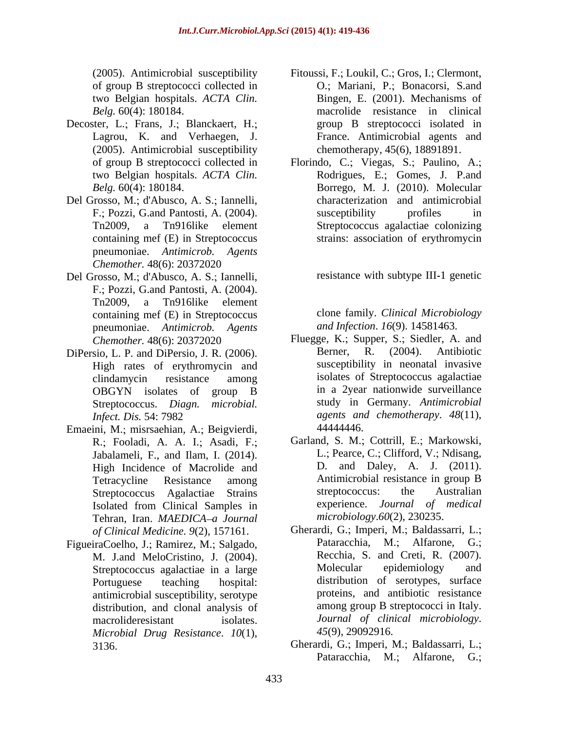(2005). Antimicrobial susceptibility of group B streptococci collected in two Belgian hospitals. *ACTA Clin. Belg.* 60(4): 180184.

Decoster, L.; Frans, J.; Blanckaert, H.; Lagrou, K. and Verhaegen, J. (2005). Antimicrobial susceptibility of group B streptococci collected in two Belgian hospitals. *ACTA Clin. Belg.* 60(4): 180184.

Del Grosso, M.; d'Abusco, A. S.; Iannelli, F.; Pozzi, G.and Pantosti, A. (2004). Tn2009, a Tn916like element containing mef (E) in Streptococcus pneumoniae. *Antimicrob. Agents Chemother.* 48(6): 20372020

Del Grosso, M.; d'Abusco, A. S.; Iannelli, F.; Pozzi, G.and Pantosti, A. (2004). Tn2009, a Tn916like element containing mef (E) in Streptococcus pneumoniae. *Antimicrob. Agents Chemother.* 48(6): 20372020

DiPersio, L. P. and DiPersio, J. R. (2006). High rates of erythromycin and clindamycin resistance among OBGYN isolates of group B Streptococcus. *Diagn. microbial. Infect. Dis.* 54: 7982

Emaeini, M.; misrsaehian, A.; Beigvierdi, R.; Fooladi, A. A. I.; Asadi, F.; Jabalameli, F., and Ilam, I. (2014). High Incidence of Macrolide and Tetracycline Resistance among Streptococcus Agalactiae Strains Isolated from Clinical Samples in Tehran, Iran. *MAEDICA–a Journal of Clinical Medicine. 9*(2), 157161.

FigueiraCoelho, J.; Ramirez, M.; Salgado, M. J.and MeloCristino, J. (2004). Streptococcus agalactiae in a large Portuguese teaching hospital: antimicrobial susceptibility, serotype distribution, and clonal analysis of macrolideresistant isolates. *Microbial Drug Resistance*. *10*(1), 3136.

Fitoussi, F.; Loukil, C.; Gros, I.; Clermont, O.; Mariani, P.; Bonacorsi, S.and Bingen, E. (2001). Mechanisms of macrolide resistance in clinical group B streptococci isolated in France. Antimicrobial agents and chemotherapy, 45(6), 18891891.

Florindo, C.; Viegas, S.; Paulino, A.; Rodrigues, E.; Gomes, J. P.and Borrego, M. J. (2010). Molecular characterization and antimicrobial susceptibility profiles in Streptococcus agalactiae colonizing strains: association of erythromycin resistance with subtype III-1 genetic clone family. *Clinical Microbiology and Infection*. *16*(9). 14581463.

Fluegge, K.; Supper, S.; Siedler, A. and Berner, R. (2004). Antibiotic susceptibility in neonatal invasive isolates of Streptococcus agalactiae in a 2year nationwide surveillance study in Germany. *Antimicrobial agents and chemotherapy*. *48*(11), 44444446.

Garland, S. M.; Cottrill, E.; Markowski, L.; Pearce, C.; Clifford, V.; Ndisang, D. and Daley, A. J. (2011). Antimicrobial resistance in group B streptococcus: the Australian experience. *Journal of medical microbiology*.*60*(2), 230235.

Gherardi, G.; Imperi, M.; Baldassarri, L.; Pataracchia, M.; Alfarone, G.; Recchia, S. and Creti, R. (2007). Molecular epidemiology and distribution of serotypes, surface proteins, and antibiotic resistance among group B streptococci in Italy. *Journal of clinical microbiology*. *45*(9), 29092916.

Gherardi, G.; Imperi, M.; Baldassarri, L.; Pataracchia, M.; Alfarone, G.;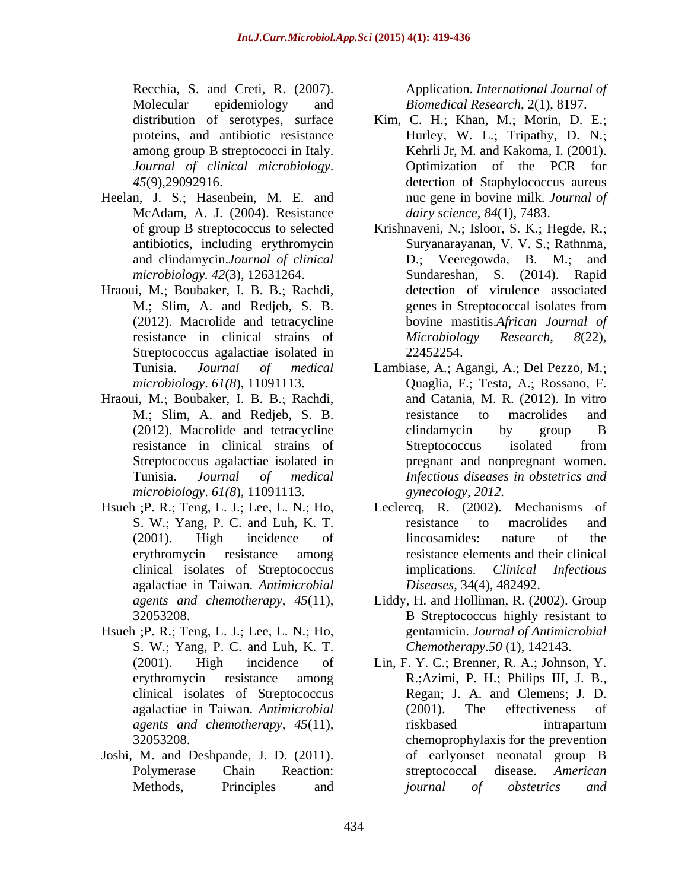Recchia, S. and Creti, R. (2007). Molecular epidemiology and distribution of serotypes, surface proteins, and antibiotic resistance among group B streptococci in Italy. *Journal of clinical microbiology*. *45*(9),29092916.

Heelan, J. S.; Hasenbein, M. E. and McAdam, A. J. (2004). Resistance of group B streptococcus to selected antibiotics, including erythromycin and clindamycin.*Journal of clinical microbiology. 42*(3), 12631264.

Hraoui, M.; Boubaker, I. B. B.; Rachdi, M.; Slim, A. and Redjeb, S. B. (2012). Macrolide and tetracycline resistance in clinical strains of Streptococcus agalactiae isolated in Tunisia. *Journal of medical microbiology*. *61(8*), 11091113.

Hraoui, M.; Boubaker, I. B. B.; Rachdi, M.; Slim, A. and Redjeb, S. B. (2012). Macrolide and tetracycline resistance in clinical strains of Streptococcus agalactiae isolated in Tunisia. *Journal of medical microbiology*. *61(8*), 11091113.

Hsueh ;P. R.; Teng, L. J.; Lee, L. N.; Ho, S. W.; Yang, P. C. and Luh, K. T. (2001). High incidence of erythromycin resistance among clinical isolates of Streptococcus agalactiae in Taiwan. *Antimicrobial agents and chemotherapy*, *45*(11), 32053208.

Hsueh ;P. R.; Teng, L. J.; Lee, L. N.; Ho, S. W.; Yang, P. C. and Luh, K. T. (2001). High incidence of erythromycin resistance among clinical isolates of Streptococcus agalactiae in Taiwan. *Antimicrobial agents and chemotherapy*, *45*(11), 32053208.

Joshi, M. and Deshpande, J. D. (2011). Polymerase Chain Reaction: Methods, Principles and Application. *International Journal of Biomedical Research*, 2(1), 8197.

Kim, C. H.; Khan, M.; Morin, D. E.; Hurley, W. L.; Tripathy, D. N.; Kehrli Jr, M. and Kakoma, I. (2001). Optimization of the PCR for detection of Staphylococcus aureus nuc gene in bovine milk. *Journal of dairy science*, *84*(1), 7483.

Krishnaveni, N.; Isloor, S. K.; Hegde, R.; Suryanarayanan, V. V. S.; Rathnma, D.; Veeregowda, B. M.; and Sundareshan, S. (2014). Rapid detection of virulence associated genes in Streptococcal isolates from bovine mastitis.*African Journal of Microbiology Research, 8*(22), 22452254.

Lambiase, A.; Agangi, A.; Del Pezzo, M.; Quaglia, F.; Testa, A.; Rossano, F. and Catania, M. R. (2012). In vitro resistance to macrolides and clindamycin by group B Streptococcus isolated from pregnant and nonpregnant women. *Infectious diseases in obstetrics and gynecology*, *2012.*

Leclercq, R. (2002). Mechanisms of resistance to macrolides and lincosamides: nature of the resistance elements and their clinical implications. *Clinical Infectious Diseases*, 34(4), 482492.

Liddy, H. and Holliman, R. (2002). Group B Streptococcus highly resistant to gentamicin. *Journal of Antimicrobial Chemotherapy*.*50* (1), 142143.

Lin, F. Y. C.; Brenner, R. A.; Johnson, Y. R.;Azimi, P. H.; Philips III, J. B., Regan; J. A. and Clemens; J. D. (2001). The effectiveness of riskbased intrapartum chemoprophylaxis for the prevention of earlyonset neonatal group B streptococcal disease. *American journal of obstetrics and*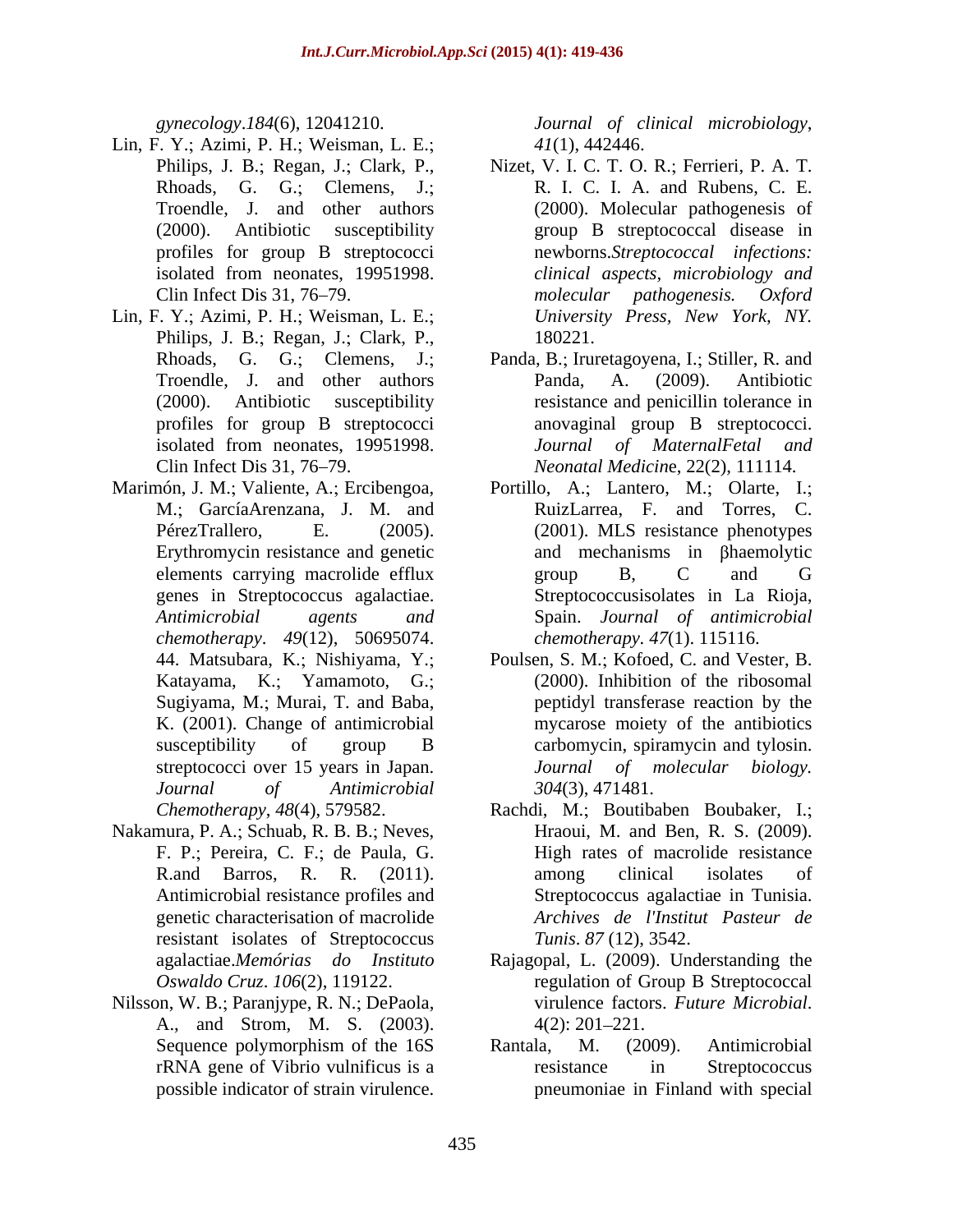*gynecology*.*184*(6), 12041210.

Lin, F. Y.; Azimi, P. H.; Weisman, L. E.; Philips, J. B.; Regan, J.; Clark, P., Rhoads, G. G.; Clemens, J.; Troendle, J. and other authors (2000). Antibiotic susceptibility profiles for group B streptococci isolated from neonates, 19951998. Clin Infect Dis 31, 76–79.

Lin, F. Y.; Azimi, P. H.; Weisman, L. E.; Philips, J. B.; Regan, J.; Clark, P., Rhoads, G. G.; Clemens, J.; Troendle, J. and other authors (2000). Antibiotic susceptibility profiles for group B streptococci isolated from neonates, 19951998. Clin Infect Dis 31, 76–79.

Marimón, J. M.; Valiente, A.; Ercibengoa, M.; GarcíaArenzana, J. M. and PérezTrallero, E. (2005). Erythromycin resistance and genetic elements carrying macrolide efflux genes in Streptococcus agalactiae. *Antimicrobial agents and chemotherapy*. *49*(12), 50695074.

44. Matsubara, K.; Nishiyama, Y.; Katayama, K.; Yamamoto, G.; Sugiyama, M.; Murai, T. and Baba, K. (2001). Change of antimicrobial susceptibility of group B streptococci over 15 years in Japan. *Journal of Antimicrobial Chemotherapy*, *48*(4), 579582.

Nakamura, P. A.; Schuab, R. B. B.; Neves, F. P.; Pereira, C. F.; de Paula, G. R.and Barros, R. R. (2011). Antimicrobial resistance profiles and genetic characterisation of macrolide resistant isolates of Streptococcus agalactiae.*Memórias do Instituto Oswaldo Cruz*. *106*(2), 119122.

Nilsson, W. B.; Paranjype, R. N.; DePaola, A., and Strom, M. S. (2003). Sequence polymorphism of the 16S rRNA gene of Vibrio vulnificus is a possible indicator of strain virulence. *Journal of clinical microbiology*, *41*(1), 442446.

Nizet, V. I. C. T. O. R.; Ferrieri, P. A. T. R. I. C. I. A. and Rubens, C. E. (2000). Molecular pathogenesis of group B streptococcal disease in newborns.*Streptococcal infections: clinical aspects, microbiology and molecular pathogenesis. Oxford University Press, New York, NY.* 180221.

Panda, B.; Iruretagoyena, I.; Stiller, R. and Panda, A. (2009). Antibiotic resistance and penicillin tolerance in anovaginal group B streptococci. *Journal of MaternalFetal and Neonatal Medicin*e, 22(2), 111114.

Portillo, A.; Lantero, M.; Olarte, I.; RuizLarrea, F. and Torres, C. (2001). MLS resistance phenotypes and mechanisms in βhaemolytic group B, C and G Streptococcusisolates in La Rioja, Spain. *Journal of antimicrobial chemotherapy*. *47*(1). 115116.

Poulsen, S. M.; Kofoed, C. and Vester, B. (2000). Inhibition of the ribosomal peptidyl transferase reaction by the mycarose moiety of the antibiotics carbomycin, spiramycin and tylosin. *Journal of molecular biology*. *304*(3), 471481.

Rachdi, M.; Boutibaben Boubaker, I.; Hraoui, M. and Ben, R. S. (2009). High rates of macrolide resistance among clinical isolates of Streptococcus agalactiae in Tunisia. *Archives de l'Institut Pasteur de Tunis*. *87* (12), 3542.

Rajagopal, L. (2009). Understanding the regulation of Group B Streptococcal virulence factors. *Future Microbial*. 4(2): 201–221.

Rantala, M. (2009). Antimicrobial resistance in Streptococcus pneumoniae in Finland with special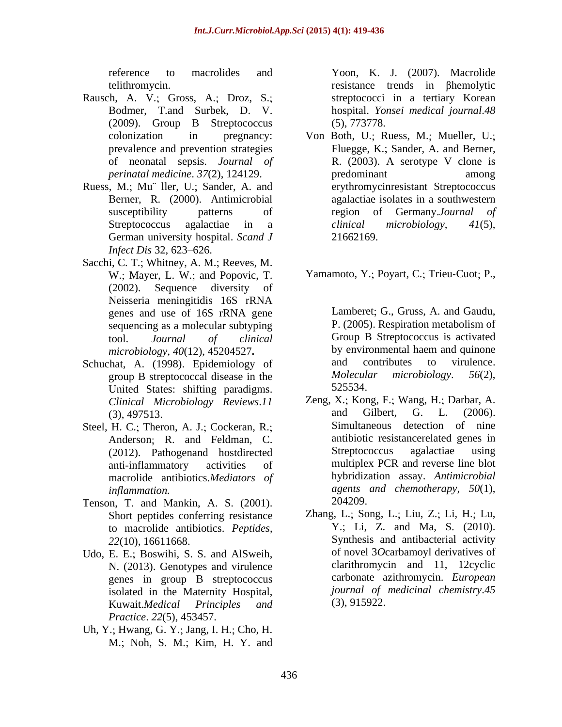reference to macrolides and telithromycin.

Rausch, A. V.; Gross, A.; Droz, S.; Bodmer, T.and Surbek, D. V. (2009). Group B Streptococcus colonization in pregnancy: prevalence and prevention strategies of neonatal sepsis. *Journal of perinatal medicine*. *37*(2), 124129.

Ruess, M.; Mu¨ ller, U.; Sander, A. and Berner, R. (2000). Antimicrobial susceptibility patterns of Streptococcus agalactiae in a German university hospital. *Scand J Infect Dis* 32, 623–626.

Sacchi, C. T.; Whitney, A. M.; Reeves, M. W.; Mayer, L. W.; and Popovic, T. (2002). Sequence diversity of Neisseria meningitidis 16S rRNA genes and use of 16S rRNA gene sequencing as a molecular subtyping tool. *Journal of clinical microbiology*, *40*(12), 45204527**.**

Schuchat, A. (1998). Epidemiology of group B streptococcal disease in the United States: shifting paradigms. *Clinical Microbiology Reviews*.*11* (3), 497513.

Steel, H. C.; Theron, A. J.; Cockeran, R.; Anderson; R. and Feldman, C. (2012). Pathogenand hostdirected anti-inflammatory activities of macrolide antibiotics.*Mediators of inflammation.*

Tenson, T. and Mankin, A. S. (2001). Short peptides conferring resistance to macrolide antibiotics. *Peptides*, *22*(10), 16611668.

Udo, E. E.; Boswihi, S. S. and AlSweih, N. (2013). Genotypes and virulence genes in group B streptococcus isolated in the Maternity Hospital, Kuwait.*Medical Principles and Practice*. *22*(5), 453457.

Uh, Y.; Hwang, G. Y.; Jang, I. H.; Cho, H. M.; Noh, S. M.; Kim, H. Y. and Yoon, K. J. (2007). Macrolide resistance trends in βhemolytic streptococci in a tertiary Korean hospital. *Yonsei medical journal*.*48* (5), 773778.

Von Both, U.; Ruess, M.; Mueller, U.; Fluegge, K.; Sander, A. and Berner, R. (2003). A serotype V clone is predominant among erythromycinresistant Streptococcus agalactiae isolates in a southwestern region of Germany.*Journal of clinical microbiology*, *41*(5), 21662169.

Yamamoto, Y.; Poyart, C.; Trieu-Cuot; P., Lamberet; G., Gruss, A. and Gaudu, P. (2005). Respiration metabolism of Group B Streptococcus is activated by environmental haem and quinone and contributes to virulence. *Molecular microbiology*. *56*(2), 525534.

Zeng, X.; Kong, F.; Wang, H.; Darbar, A. and Gilbert, G. L. (2006). Simultaneous detection of nine antibiotic resistancerelated genes in Streptococcus agalactiae using multiplex PCR and reverse line blot hybridization assay. *Antimicrobial agents and chemotherapy*, *50*(1), 204209.

Zhang, L.; Song, L.; Liu, Z.; Li, H.; Lu, Y.; Li, Z. and Ma, S. (2010). Synthesis and antibacterial activity of novel 3*O*carbamoyl derivatives of clarithromycin and 11, 12cyclic carbonate azithromycin. *European journal of medicinal chemistry*.*45* (3), 915922.